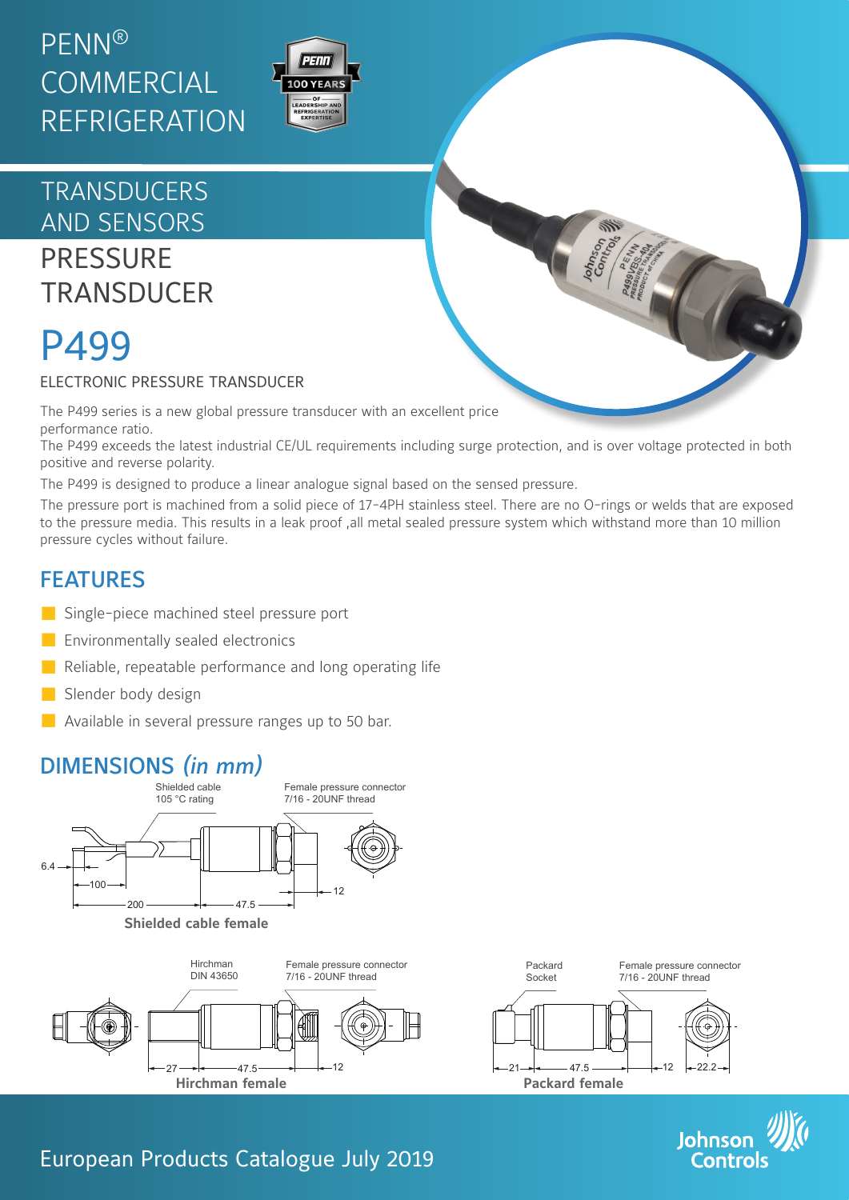PENN® COMMERCIAL REFRIGERATION

# TRANSDUCERS AND SENSORS

## PRESSURE TRANSDUCER

# P499

ELECTRONIC PRESSURE TRANSDUCER

The P499 series is a new global pressure transducer with an excellent price performance ratio.

The P499 exceeds the latest industrial CE/UL requirements including surge protection, and is over voltage protected in both positive and reverse polarity.

The P499 is designed to produce a linear analogue signal based on the sensed pressure.

The pressure port is machined from a solid piece of 17-4PH stainless steel. There are no O-rings or welds that are exposed to the pressure media. This results in a leak proof ,all metal sealed pressure system which withstand more than 10 million pressure cycles without failure.

## FEATURES

- Single-piece machined steel pressure port
- Environmentally sealed electronics
- Reliable, repeatable performance and long operating life
- Slender body design
- Available in several pressure ranges up to 50 bar.

## DIMENSIONS *(in mm)*

Shielded cable 105 °C rating

Female pressure connector 7/16 - 20UNF thread

6.4, 100, 200, 47.5, 12

**Shielded cable female**

Hirchman DIN 43650

Female pressure connector 7/16 - 20UNF thread

27, 47.5, 12

**Hirchman female**

Packard Socket

Female pressure connector 7/16 - 20UNF thread

21, 47.5, 12, 22.2

**Packard female**

European Products Catalogue July 2019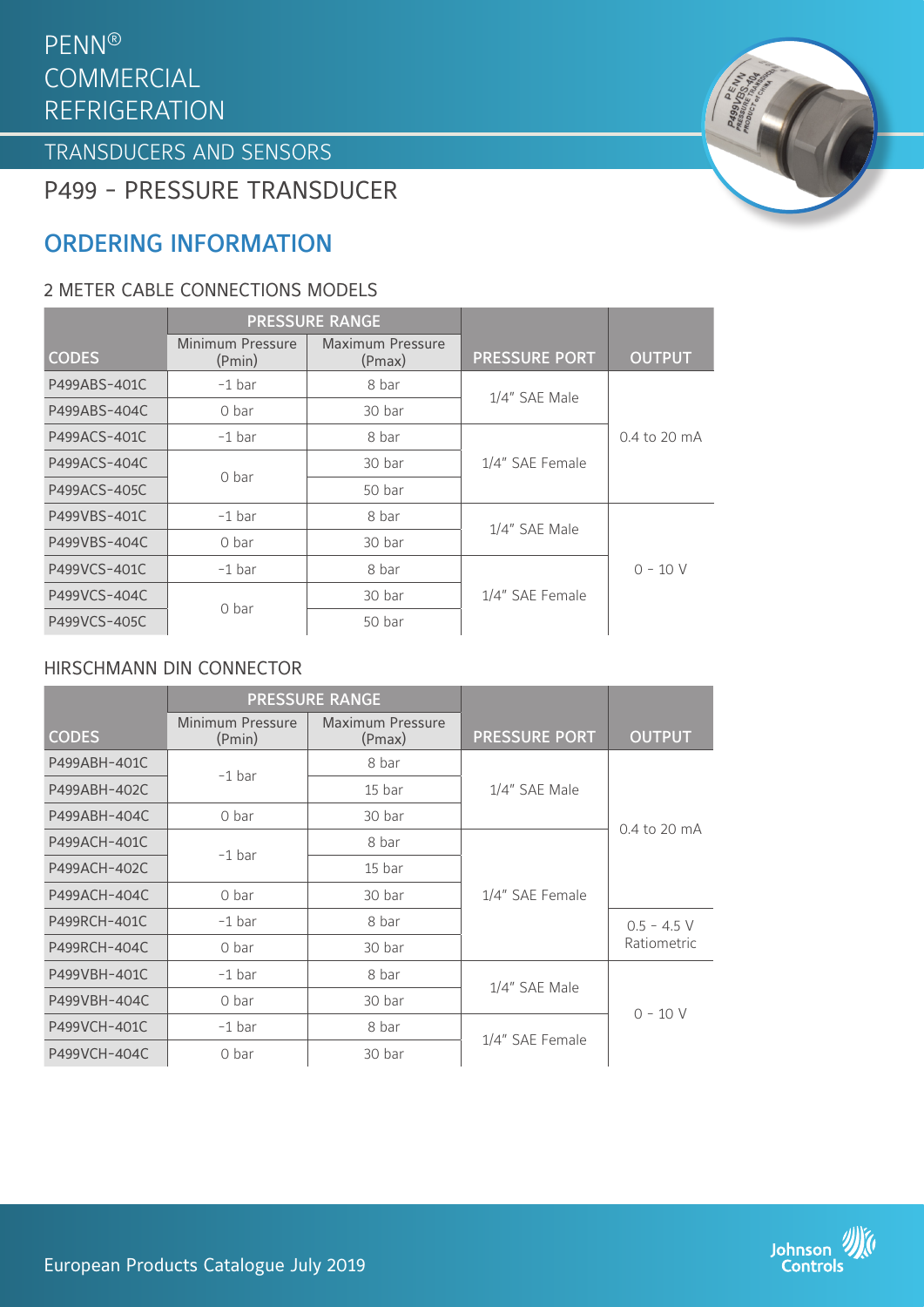# PENN® COMMERCIAL REFRIGERATION

## TRANSDUCERS AND SENSORS

## P499 - PRESSURE TRANSDUCER

## ORDERING INFORMATION

### 2 METER CABLE CONNECTIONS MODELS

| CODES | PRESSURE RANGE | | PRESSURE PORT | OUTPUT |
|---|---|---|---|---|
| | Minimum Pressure (Pmin) | Maximum Pressure (Pmax) | | |
| P499ABS-401C | -1 bar | 8 bar | 1/4" SAE Male | 0.4 to 20 mA |
| P499ABS-404C | 0 bar | 30 bar | 1/4" SAE Male | 0.4 to 20 mA |
| P499ACS-401C | -1 bar | 8 bar | 1/4" SAE Female | 0.4 to 20 mA |
| P499ACS-404C | 0 bar | 30 bar | 1/4" SAE Female | 0.4 to 20 mA |
| P499ACS-405C | 0 bar | 50 bar | 1/4" SAE Female | 0.4 to 20 mA |
| P499VBS-401C | -1 bar | 8 bar | 1/4" SAE Male | 0 - 10 V |
| P499VBS-404C | 0 bar | 30 bar | 1/4" SAE Male | 0 - 10 V |
| P499VCS-401C | -1 bar | 8 bar | 1/4" SAE Female | 0 - 10 V |
| P499VCS-404C | 0 bar | 30 bar | 1/4" SAE Female | 0 - 10 V |
| P499VCS-405C | 0 bar | 50 bar | 1/4" SAE Female | 0 - 10 V |

### HIRSCHMANN DIN CONNECTOR

| CODES | PRESSURE RANGE | | PRESSURE PORT | OUTPUT |
|---|---|---|---|---|
| | Minimum Pressure (Pmin) | Maximum Pressure (Pmax) | | |
| P499ABH-401C | -1 bar | 8 bar | 1/4" SAE Male | 0.4 to 20 mA |
| P499ABH-402C | -1 bar | 15 bar | 1/4" SAE Male | 0.4 to 20 mA |
| P499ABH-404C | 0 bar | 30 bar | 1/4" SAE Male | 0.4 to 20 mA |
| P499ACH-401C | -1 bar | 8 bar | 1/4" SAE Female | 0.4 to 20 mA |
| P499ACH-402C | -1 bar | 15 bar | 1/4" SAE Female | 0.4 to 20 mA |
| P499ACH-404C | 0 bar | 30 bar | 1/4" SAE Female | 0.4 to 20 mA |
| P499RCH-401C | -1 bar | 8 bar | 1/4" SAE Female | 0.5 - 4.5 V Ratiometric |
| P499RCH-404C | 0 bar | 30 bar | 1/4" SAE Female | 0.5 - 4.5 V Ratiometric |
| P499VBH-401C | -1 bar | 8 bar | 1/4" SAE Male | 0 - 10 V |
| P499VBH-404C | 0 bar | 30 bar | 1/4" SAE Male | 0 - 10 V |
| P499VCH-401C | -1 bar | 8 bar | 1/4" SAE Female | 0 - 10 V |
| P499VCH-404C | 0 bar | 30 bar | 1/4" SAE Female | 0 - 10 V |

European Products Catalogue July 2019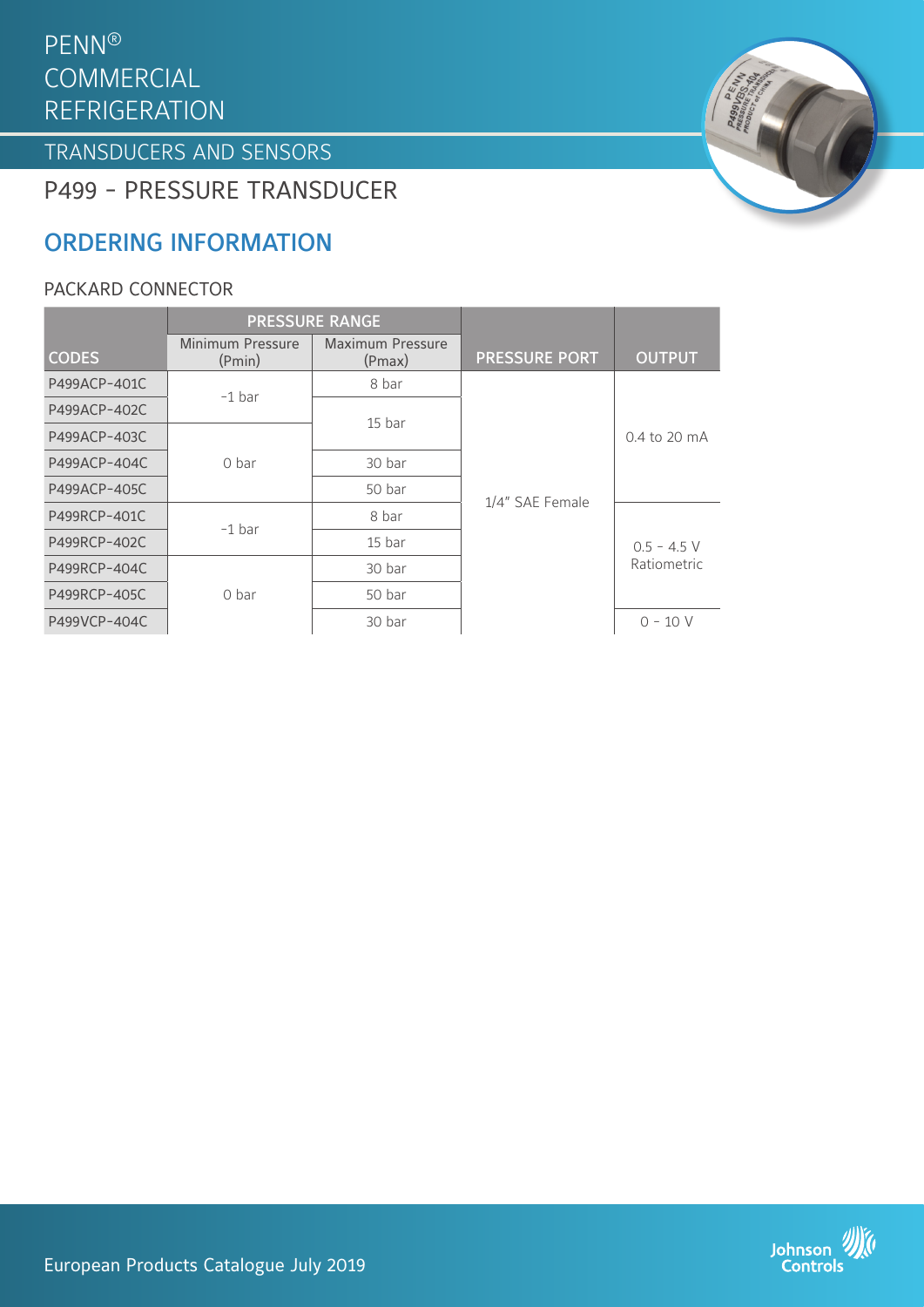# PENN® COMMERCIAL REFRIGERATION

## TRANSDUCERS AND SENSORS

## P499 - PRESSURE TRANSDUCER

## ORDERING INFORMATION

### PACKARD CONNECTOR

| CODES | PRESSURE RANGE | | PRESSURE PORT | OUTPUT |
|---|---|---|---|---|
| | Minimum Pressure (Pmin) | Maximum Pressure (Pmax) | | |
| P499ACP-401C | -1 bar | 8 bar | 1/4" SAE Female | 0.4 to 20 mA |
| P499ACP-402C | -1 bar | 15 bar | 1/4" SAE Female | 0.4 to 20 mA |
| P499ACP-403C | 0 bar | 15 bar | 1/4" SAE Female | 0.4 to 20 mA |
| P499ACP-404C | 0 bar | 30 bar | 1/4" SAE Female | 0.4 to 20 mA |
| P499ACP-405C | 0 bar | 50 bar | 1/4" SAE Female | 0.4 to 20 mA |
| P499RCP-401C | -1 bar | 8 bar | 1/4" SAE Female | 0.5 - 4.5 V Ratiometric |
| P499RCP-402C | -1 bar | 15 bar | 1/4" SAE Female | 0.5 - 4.5 V Ratiometric |
| P499RCP-404C | 0 bar | 30 bar | 1/4" SAE Female | 0.5 - 4.5 V Ratiometric |
| P499RCP-405C | 0 bar | 50 bar | 1/4" SAE Female | 0.5 - 4.5 V Ratiometric |
| P499VCP-404C | 0 bar | 30 bar | 1/4" SAE Female | 0 - 10 V |

European Products Catalogue July 2019